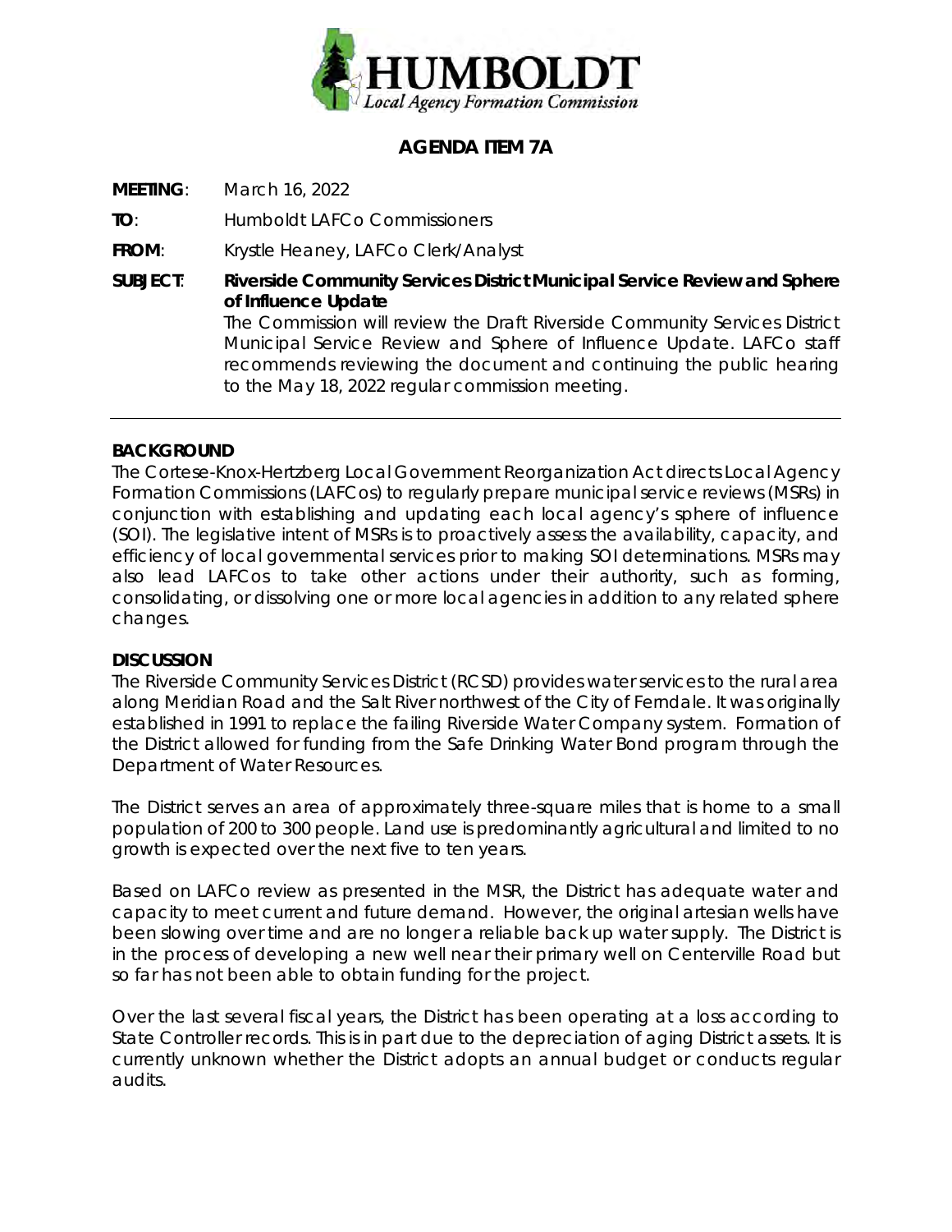HUMBOLDT
Local Agency Formation Commission

# AGENDA ITEM 7A

**MEETING**: March 16, 2022

**TO**: Humboldt LAFCo Commissioners

**FROM**: Krystle Heaney, LAFCo Clerk/Analyst

**SUBJECT**: **Riverside Community Services District Municipal Service Review and Sphere of Influence Update**
The Commission will review the Draft Riverside Community Services District Municipal Service Review and Sphere of Influence Update. LAFCo staff recommends reviewing the document and continuing the public hearing to the May 18, 2022 regular commission meeting.

---

**BACKGROUND**

The Cortese-Knox-Hertzberg Local Government Reorganization Act directs Local Agency Formation Commissions (LAFCos) to regularly prepare municipal service reviews (MSRs) in conjunction with establishing and updating each local agency's sphere of influence (SOI). The legislative intent of MSRs is to proactively assess the availability, capacity, and efficiency of local governmental services prior to making SOI determinations. MSRs may also lead LAFCos to take other actions under their authority, such as forming, consolidating, or dissolving one or more local agencies in addition to any related sphere changes.

**DISCUSSION**

The Riverside Community Services District (RCSD) provides water services to the rural area along Meridian Road and the Salt River northwest of the City of Ferndale. It was originally established in 1991 to replace the failing Riverside Water Company system. Formation of the District allowed for funding from the Safe Drinking Water Bond program through the Department of Water Resources.

The District serves an area of approximately three-square miles that is home to a small population of 200 to 300 people. Land use is predominantly agricultural and limited to no growth is expected over the next five to ten years.

Based on LAFCo review as presented in the MSR, the District has adequate water and capacity to meet current and future demand. However, the original artesian wells have been slowing over time and are no longer a reliable back up water supply. The District is in the process of developing a new well near their primary well on Centerville Road but so far has not been able to obtain funding for the project.

Over the last several fiscal years, the District has been operating at a loss according to State Controller records. This is in part due to the depreciation of aging District assets. It is currently unknown whether the District adopts an annual budget or conducts regular audits.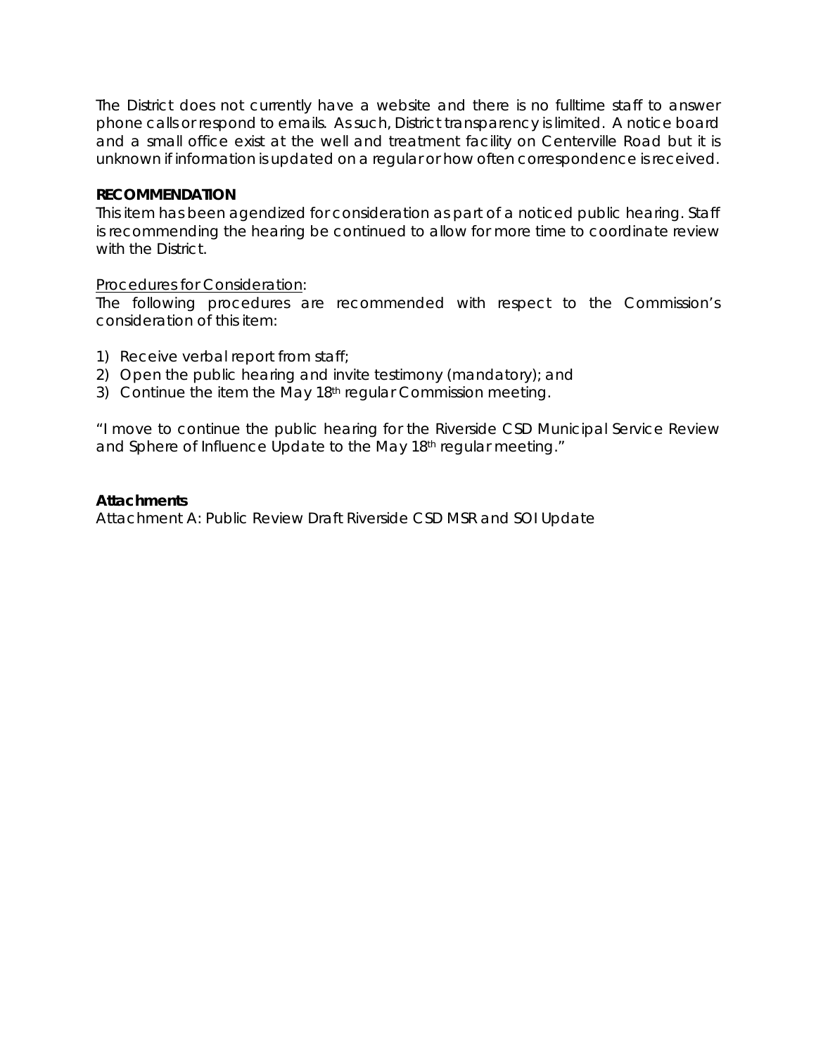The District does not currently have a website and there is no fulltime staff to answer phone calls or respond to emails. As such, District transparency is limited. A notice board and a small office exist at the well and treatment facility on Centerville Road but it is unknown if information is updated on a regular or how often correspondence is received.

**RECOMMENDATION**

This item has been agendized for consideration as part of a noticed public hearing. Staff is recommending the hearing be continued to allow for more time to coordinate review with the District.

Procedures for Consideration:

The following procedures are recommended with respect to the Commission's consideration of this item:

1) Receive verbal report from staff;
2) Open the public hearing and invite testimony (mandatory); and
3) Continue the item the May 18th regular Commission meeting.

"I move to continue the public hearing for the Riverside CSD Municipal Service Review and Sphere of Influence Update to the May 18th regular meeting."

**Attachments**

Attachment A: Public Review Draft Riverside CSD MSR and SOI Update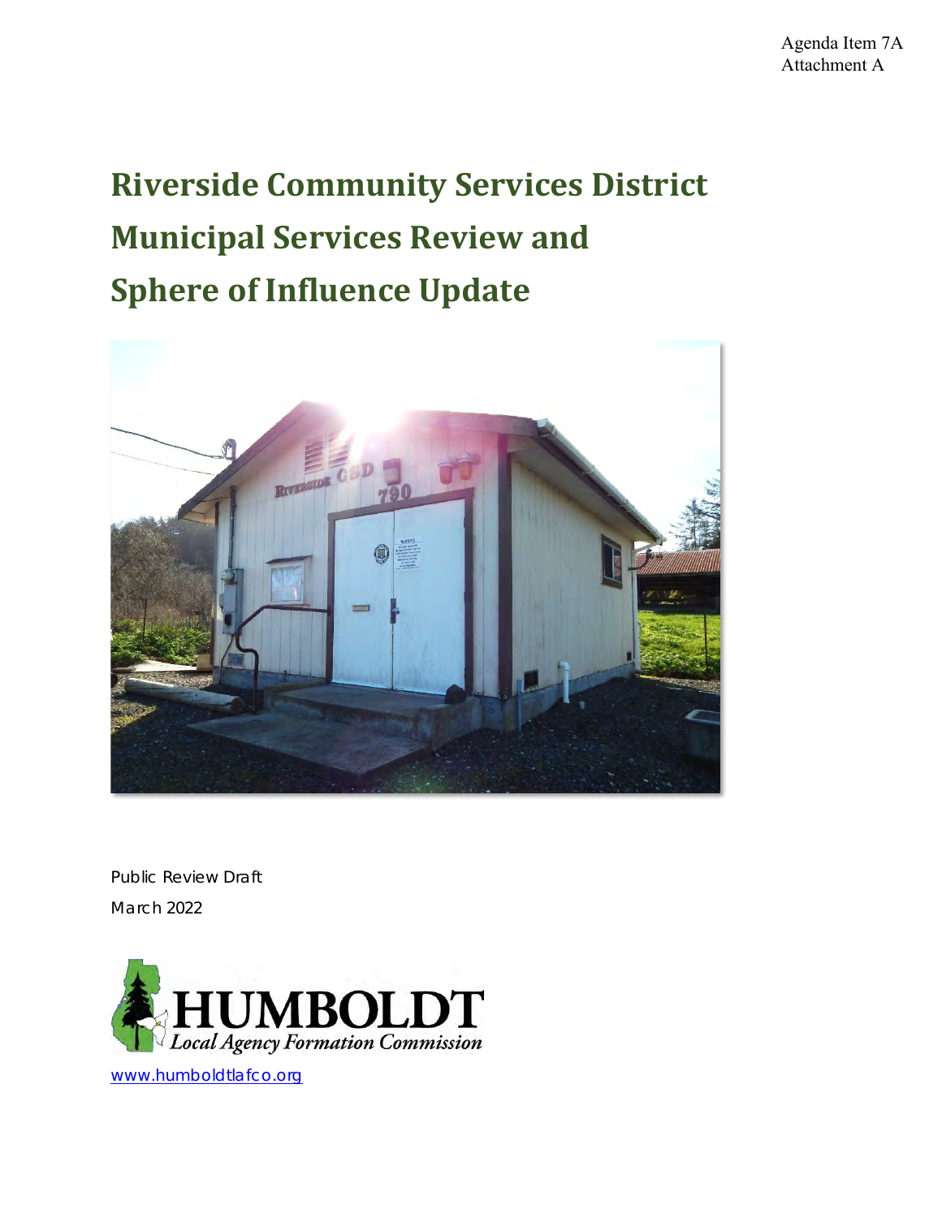Agenda Item 7A
Attachment A

# Riverside Community Services District Municipal Services Review and Sphere of Influence Update

Public Review Draft

March 2022

HUMBOLDT
*Local Agency Formation Commission*

www.humboldtlafco.org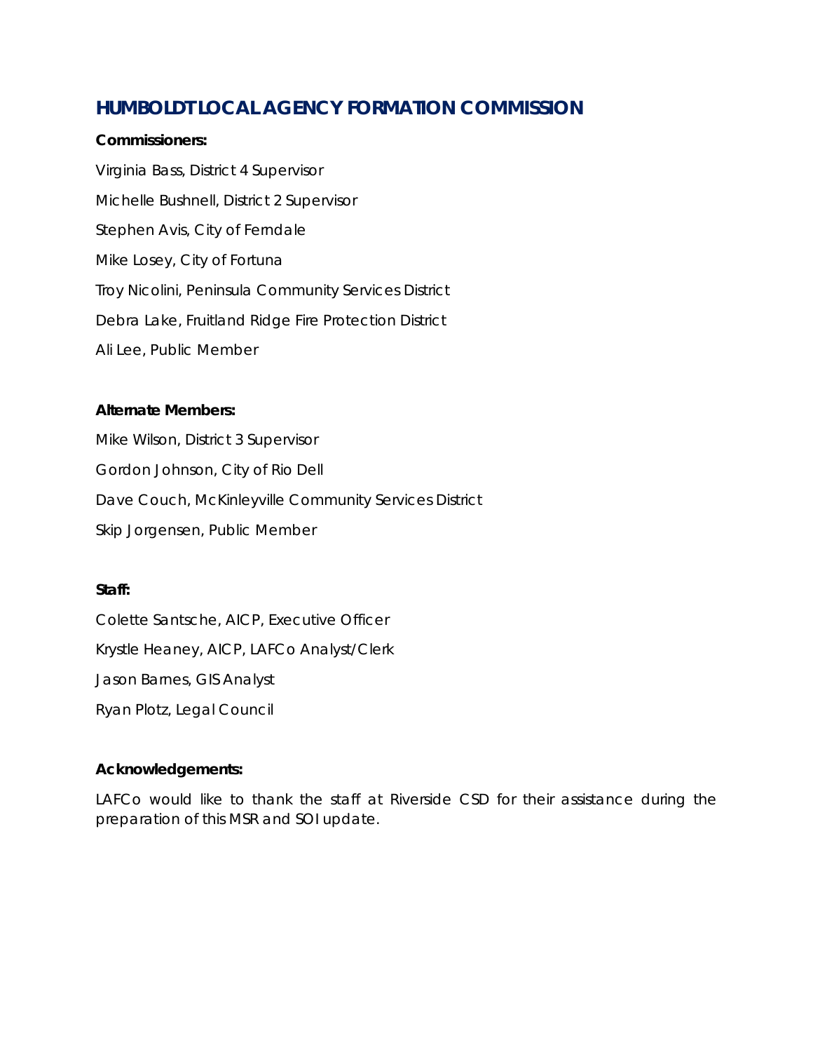## HUMBOLDT LOCAL AGENCY FORMATION COMMISSION

**Commissioners:**

Virginia Bass, District 4 Supervisor

Michelle Bushnell, District 2 Supervisor

Stephen Avis, City of Ferndale

Mike Losey, City of Fortuna

Troy Nicolini, Peninsula Community Services District

Debra Lake, Fruitland Ridge Fire Protection District

Ali Lee, Public Member

**Alternate Members:**

Mike Wilson, District 3 Supervisor

Gordon Johnson, City of Rio Dell

Dave Couch, McKinleyville Community Services District

Skip Jorgensen, Public Member

**Staff:**

Colette Santsche, AICP, Executive Officer

Krystle Heaney, AICP, LAFCo Analyst/Clerk

Jason Barnes, GIS Analyst

Ryan Plotz, Legal Council

**Acknowledgements:**

LAFCo would like to thank the staff at Riverside CSD for their assistance during the preparation of this MSR and SOI update.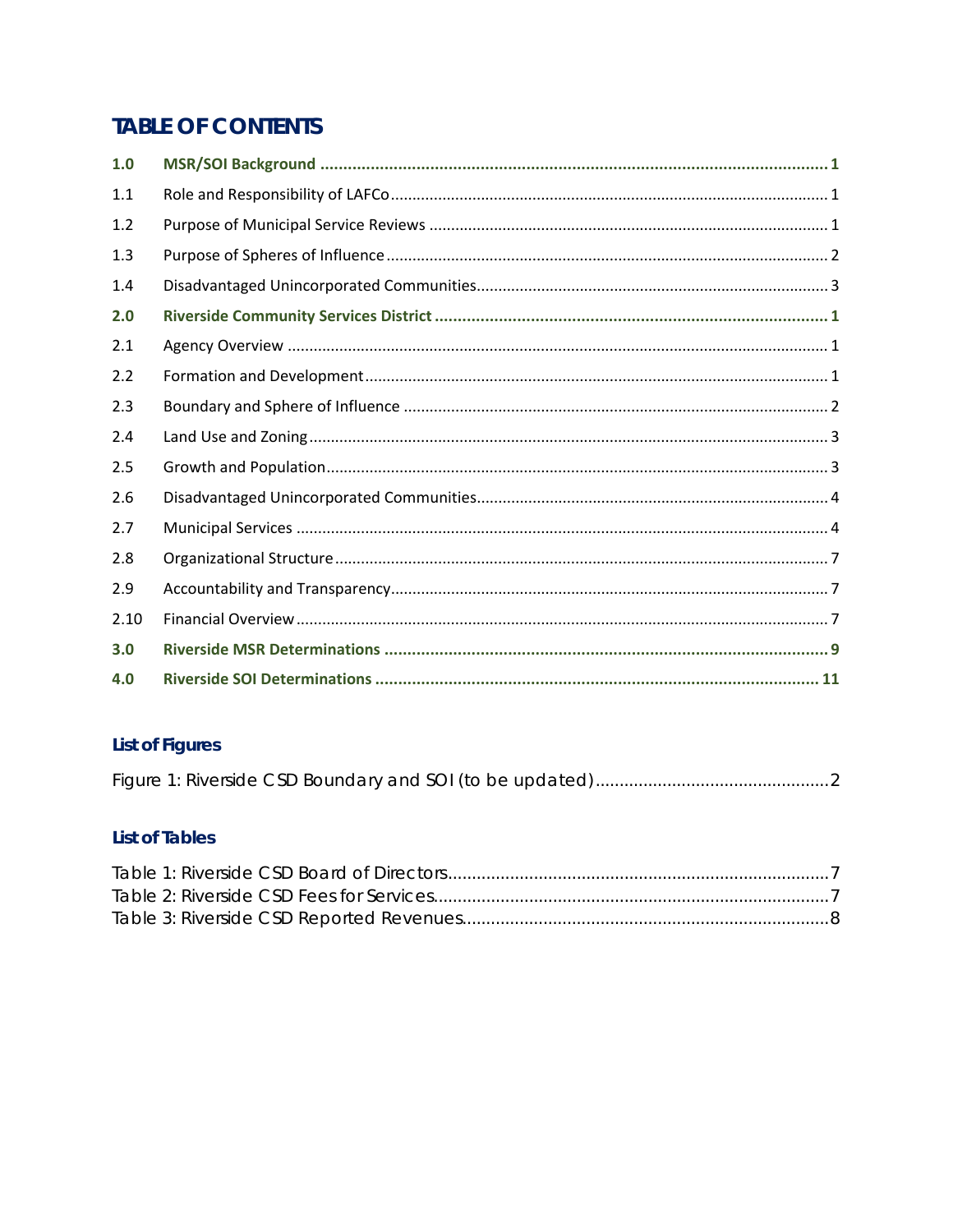# TABLE OF CONTENTS

| | | |
|---|---|---|
| **1.0** | **MSR/SOI Background** | **1** |
| 1.1 | Role and Responsibility of LAFCo | 1 |
| 1.2 | Purpose of Municipal Service Reviews | 1 |
| 1.3 | Purpose of Spheres of Influence | 2 |
| 1.4 | Disadvantaged Unincorporated Communities | 3 |
| **2.0** | **Riverside Community Services District** | **1** |
| 2.1 | Agency Overview | 1 |
| 2.2 | Formation and Development | 1 |
| 2.3 | Boundary and Sphere of Influence | 2 |
| 2.4 | Land Use and Zoning | 3 |
| 2.5 | Growth and Population | 3 |
| 2.6 | Disadvantaged Unincorporated Communities | 4 |
| 2.7 | Municipal Services | 4 |
| 2.8 | Organizational Structure | 7 |
| 2.9 | Accountability and Transparency | 7 |
| 2.10 | Financial Overview | 7 |
| **3.0** | **Riverside MSR Determinations** | **9** |
| **4.0** | **Riverside SOI Determinations** | **11** |

## List of Figures

Figure 1: Riverside CSD Boundary and SOI (to be updated) .......... 2

## List of Tables

Table 1: Riverside CSD Board of Directors .......... 7
Table 2: Riverside CSD Fees for Services .......... 7
Table 3: Riverside CSD Reported Revenues .......... 8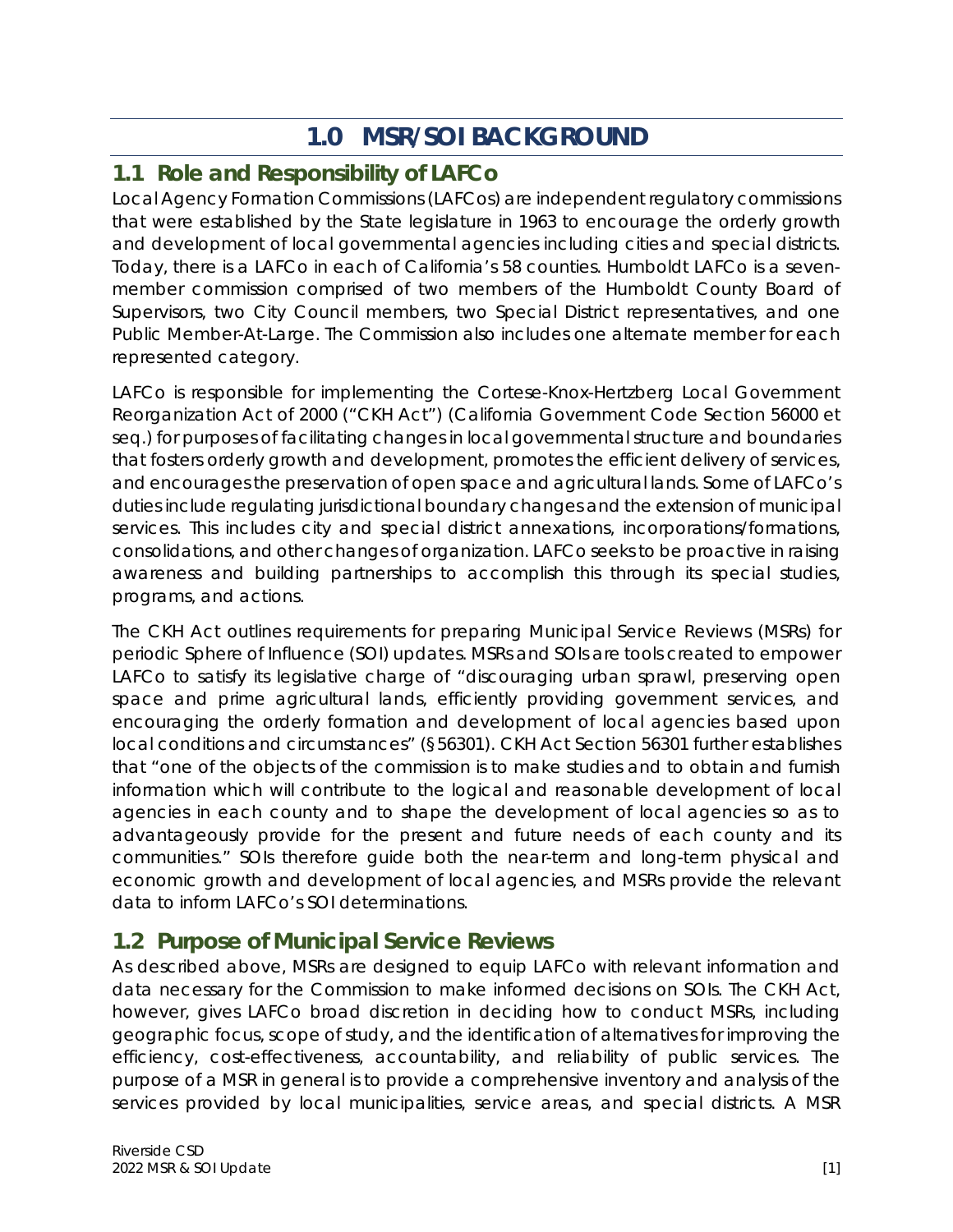# 1.0 MSR/SOI BACKGROUND

## 1.1 Role and Responsibility of LAFCo

Local Agency Formation Commissions (LAFCos) are independent regulatory commissions that were established by the State legislature in 1963 to encourage the orderly growth and development of local governmental agencies including cities and special districts. Today, there is a LAFCo in each of California's 58 counties. Humboldt LAFCo is a seven-member commission comprised of two members of the Humboldt County Board of Supervisors, two City Council members, two Special District representatives, and one Public Member-At-Large. The Commission also includes one alternate member for each represented category.

LAFCo is responsible for implementing the Cortese-Knox-Hertzberg Local Government Reorganization Act of 2000 ("CKH Act") (California Government Code Section 56000 et seq.) for purposes of facilitating changes in local governmental structure and boundaries that fosters orderly growth and development, promotes the efficient delivery of services, and encourages the preservation of open space and agricultural lands. Some of LAFCo's duties include regulating jurisdictional boundary changes and the extension of municipal services. This includes city and special district annexations, incorporations/formations, consolidations, and other changes of organization. LAFCo seeks to be proactive in raising awareness and building partnerships to accomplish this through its special studies, programs, and actions.

The CKH Act outlines requirements for preparing Municipal Service Reviews (MSRs) for periodic Sphere of Influence (SOI) updates. MSRs and SOIs are tools created to empower LAFCo to satisfy its legislative charge of "discouraging urban sprawl, preserving open space and prime agricultural lands, efficiently providing government services, and encouraging the orderly formation and development of local agencies based upon local conditions and circumstances" (§56301). CKH Act Section 56301 further establishes that "one of the objects of the commission is to make studies and to obtain and furnish information which will contribute to the logical and reasonable development of local agencies in each county and to shape the development of local agencies so as to advantageously provide for the present and future needs of each county and its communities." SOIs therefore guide both the near-term and long-term physical and economic growth and development of local agencies, and MSRs provide the relevant data to inform LAFCo's SOI determinations.

## 1.2 Purpose of Municipal Service Reviews

As described above, MSRs are designed to equip LAFCo with relevant information and data necessary for the Commission to make informed decisions on SOIs. The CKH Act, however, gives LAFCo broad discretion in deciding how to conduct MSRs, including geographic focus, scope of study, and the identification of alternatives for improving the efficiency, cost-effectiveness, accountability, and reliability of public services. The purpose of a MSR in general is to provide a comprehensive inventory and analysis of the services provided by local municipalities, service areas, and special districts. A MSR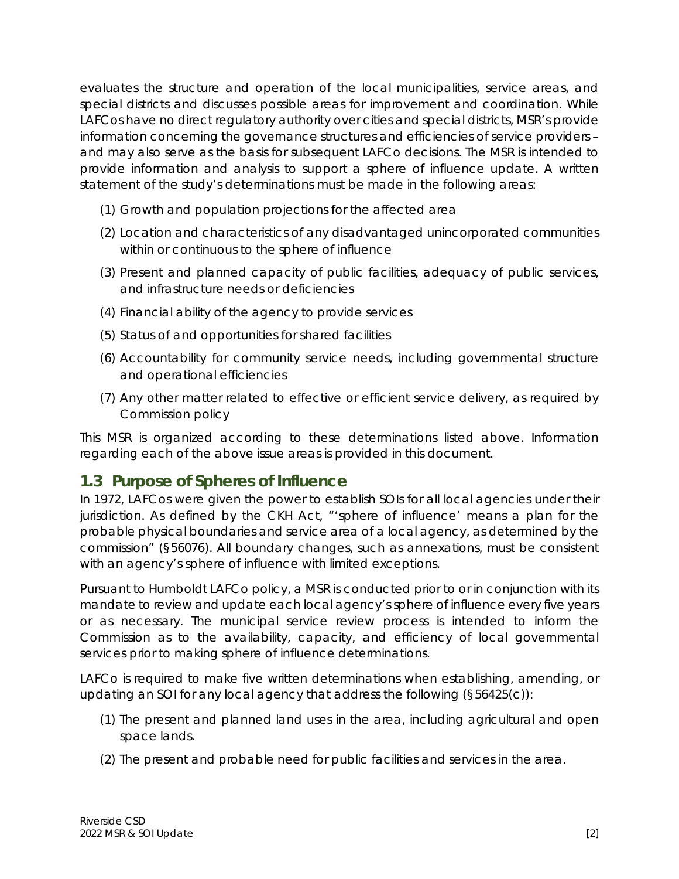evaluates the structure and operation of the local municipalities, service areas, and special districts and discusses possible areas for improvement and coordination. While LAFCos have no direct regulatory authority over cities and special districts, MSR's provide information concerning the governance structures and efficiencies of service providers – and may also serve as the basis for subsequent LAFCo decisions. The MSR is intended to provide information and analysis to support a sphere of influence update. A written statement of the study's determinations must be made in the following areas:

(1) Growth and population projections for the affected area

(2) Location and characteristics of any disadvantaged unincorporated communities within or continuous to the sphere of influence

(3) Present and planned capacity of public facilities, adequacy of public services, and infrastructure needs or deficiencies

(4) Financial ability of the agency to provide services

(5) Status of and opportunities for shared facilities

(6) Accountability for community service needs, including governmental structure and operational efficiencies

(7) Any other matter related to effective or efficient service delivery, as required by Commission policy

This MSR is organized according to these determinations listed above. Information regarding each of the above issue areas is provided in this document.

## 1.3 Purpose of Spheres of Influence

In 1972, LAFCos were given the power to establish SOIs for all local agencies under their jurisdiction. As defined by the CKH Act, "'sphere of influence' means a plan for the probable physical boundaries and service area of a local agency, as determined by the commission" (§56076). All boundary changes, such as annexations, must be consistent with an agency's sphere of influence with limited exceptions.

Pursuant to Humboldt LAFCo policy, a MSR is conducted prior to or in conjunction with its mandate to review and update each local agency's sphere of influence every five years or as necessary. The municipal service review process is intended to inform the Commission as to the availability, capacity, and efficiency of local governmental services prior to making sphere of influence determinations.

LAFCo is required to make five written determinations when establishing, amending, or updating an SOI for any local agency that address the following (§56425(c)):

(1) The present and planned land uses in the area, including agricultural and open space lands.

(2) The present and probable need for public facilities and services in the area.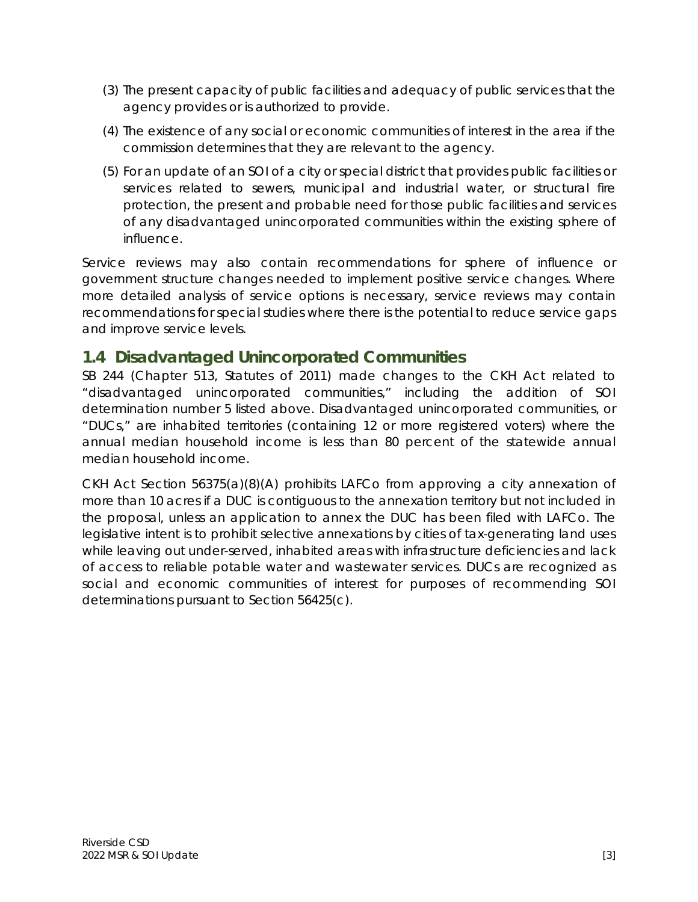(3) The present capacity of public facilities and adequacy of public services that the agency provides or is authorized to provide.

(4) The existence of any social or economic communities of interest in the area if the commission determines that they are relevant to the agency.

(5) For an update of an SOI of a city or special district that provides public facilities or services related to sewers, municipal and industrial water, or structural fire protection, the present and probable need for those public facilities and services of any disadvantaged unincorporated communities within the existing sphere of influence.

Service reviews may also contain recommendations for sphere of influence or government structure changes needed to implement positive service changes. Where more detailed analysis of service options is necessary, service reviews may contain recommendations for special studies where there is the potential to reduce service gaps and improve service levels.

## 1.4 Disadvantaged Unincorporated Communities

SB 244 (Chapter 513, Statutes of 2011) made changes to the CKH Act related to "disadvantaged unincorporated communities," including the addition of SOI determination number 5 listed above. Disadvantaged unincorporated communities, or "DUCs," are inhabited territories (containing 12 or more registered voters) where the annual median household income is less than 80 percent of the statewide annual median household income.

CKH Act Section 56375(a)(8)(A) prohibits LAFCo from approving a city annexation of more than 10 acres if a DUC is contiguous to the annexation territory but not included in the proposal, unless an application to annex the DUC has been filed with LAFCo. The legislative intent is to prohibit selective annexations by cities of tax-generating land uses while leaving out under-served, inhabited areas with infrastructure deficiencies and lack of access to reliable potable water and wastewater services. DUCs are recognized as social and economic communities of interest for purposes of recommending SOI determinations pursuant to Section 56425(c).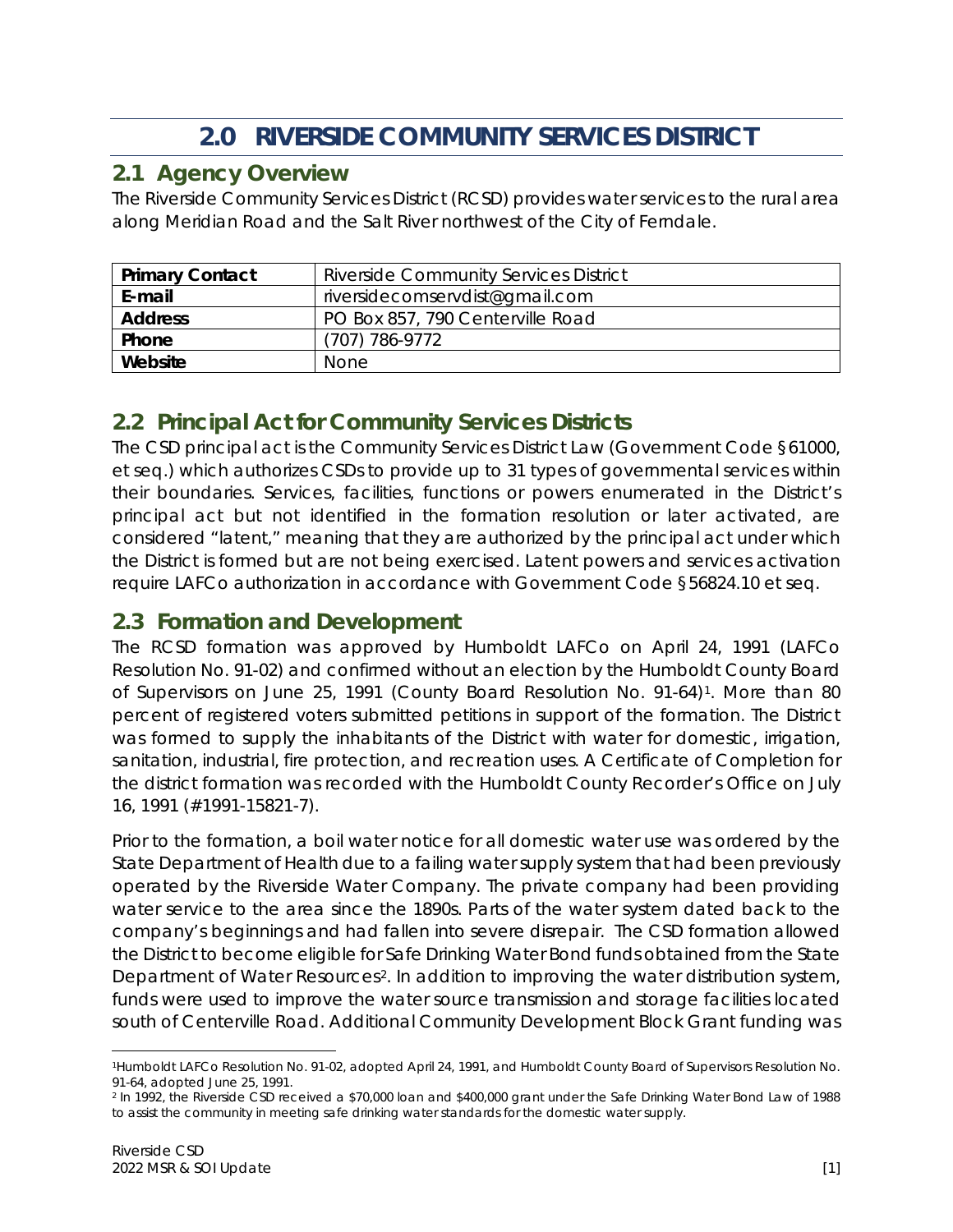# 2.0 RIVERSIDE COMMUNITY SERVICES DISTRICT

## 2.1 Agency Overview

The Riverside Community Services District (RCSD) provides water services to the rural area along Meridian Road and the Salt River northwest of the City of Ferndale.

| **Primary Contact** | Riverside Community Services District |
|---|---|
| **E-mail** | riversidecomservdist@gmail.com |
| **Address** | PO Box 857, 790 Centerville Road |
| **Phone** | (707) 786-9772 |
| **Website** | None |

## 2.2 Principal Act for Community Services Districts

The CSD principal act is the Community Services District Law (Government Code §61000, et seq.) which authorizes CSDs to provide up to 31 types of governmental services within their boundaries. Services, facilities, functions or powers enumerated in the District's principal act but not identified in the formation resolution or later activated, are considered "latent," meaning that they are authorized by the principal act under which the District is formed but are not being exercised. Latent powers and services activation require LAFCo authorization in accordance with Government Code §56824.10 et seq.

## 2.3 Formation and Development

The RCSD formation was approved by Humboldt LAFCo on April 24, 1991 (LAFCo Resolution No. 91-02) and confirmed without an election by the Humboldt County Board of Supervisors on June 25, 1991 (County Board Resolution No. 91-64)[1]. More than 80 percent of registered voters submitted petitions in support of the formation. The District was formed to supply the inhabitants of the District with water for domestic, irrigation, sanitation, industrial, fire protection, and recreation uses. A Certificate of Completion for the district formation was recorded with the Humboldt County Recorder's Office on July 16, 1991 (#1991-15821-7).

Prior to the formation, a boil water notice for all domestic water use was ordered by the State Department of Health due to a failing water supply system that had been previously operated by the Riverside Water Company. The private company had been providing water service to the area since the 1890s. Parts of the water system dated back to the company's beginnings and had fallen into severe disrepair. The CSD formation allowed the District to become eligible for Safe Drinking Water Bond funds obtained from the State Department of Water Resources[2]. In addition to improving the water distribution system, funds were used to improve the water source transmission and storage facilities located south of Centerville Road. Additional Community Development Block Grant funding was

---

[1] Humboldt LAFCo Resolution No. 91-02, adopted April 24, 1991, and Humboldt County Board of Supervisors Resolution No. 91-64, adopted June 25, 1991.

[2] In 1992, the Riverside CSD received a $70,000 loan and $400,000 grant under the Safe Drinking Water Bond Law of 1988 to assist the community in meeting safe drinking water standards for the domestic water supply.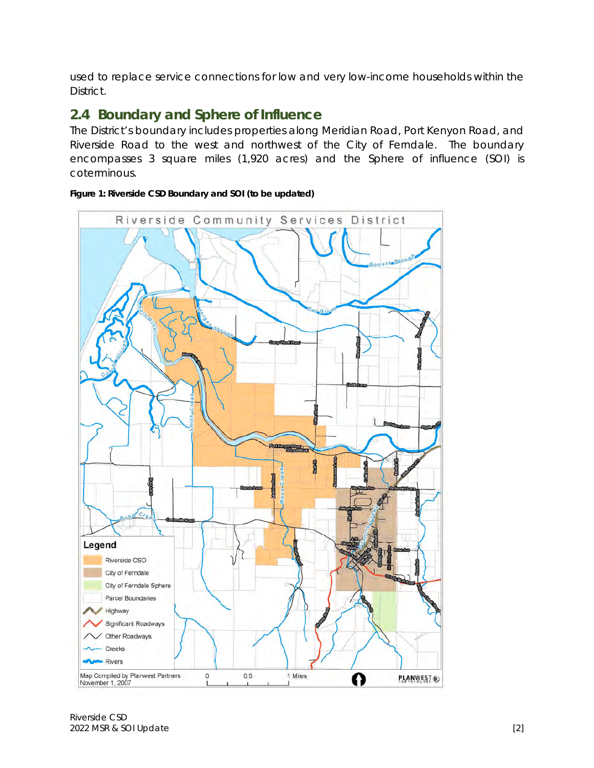used to replace service connections for low and very low-income households within the District.

## 2.4 Boundary and Sphere of Influence

The District's boundary includes properties along Meridian Road, Port Kenyon Road, and Riverside Road to the west and northwest of the City of Ferndale. The boundary encompasses 3 square miles (1,920 acres) and the Sphere of influence (SOI) is coterminous.

**Figure 1: Riverside CSD Boundary and SOI (to be updated)**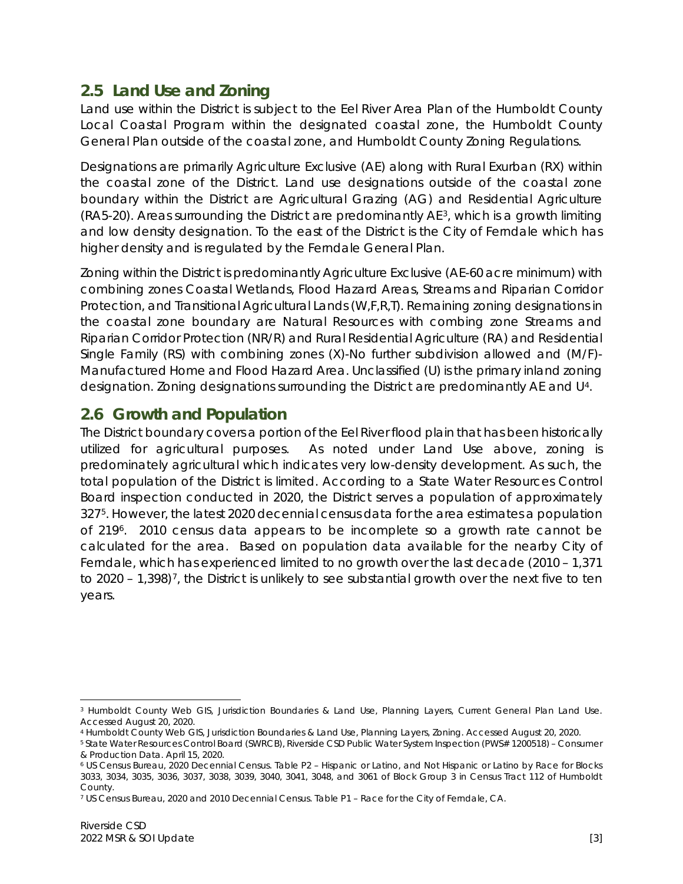## 2.5 Land Use and Zoning

Land use within the District is subject to the Eel River Area Plan of the Humboldt County Local Coastal Program within the designated coastal zone, the Humboldt County General Plan outside of the coastal zone, and Humboldt County Zoning Regulations.

Designations are primarily Agriculture Exclusive (AE) along with Rural Exurban (RX) within the coastal zone of the District. Land use designations outside of the coastal zone boundary within the District are Agricultural Grazing (AG) and Residential Agriculture (RA5-20). Areas surrounding the District are predominantly AE[3], which is a growth limiting and low density designation. To the east of the District is the City of Ferndale which has higher density and is regulated by the Ferndale General Plan.

Zoning within the District is predominantly Agriculture Exclusive (AE-60 acre minimum) with combining zones Coastal Wetlands, Flood Hazard Areas, Streams and Riparian Corridor Protection, and Transitional Agricultural Lands (W,F,R,T). Remaining zoning designations in the coastal zone boundary are Natural Resources with combing zone Streams and Riparian Corridor Protection (NR/R) and Rural Residential Agriculture (RA) and Residential Single Family (RS) with combining zones (X)-No further subdivision allowed and (M/F)-Manufactured Home and Flood Hazard Area. Unclassified (U) is the primary inland zoning designation. Zoning designations surrounding the District are predominantly AE and U[4].

## 2.6 Growth and Population

The District boundary covers a portion of the Eel River flood plain that has been historically utilized for agricultural purposes. As noted under Land Use above, zoning is predominately agricultural which indicates very low-density development. As such, the total population of the District is limited. According to a State Water Resources Control Board inspection conducted in 2020, the District serves a population of approximately 327[5]. However, the latest 2020 decennial census data for the area estimates a population of 219[6]. 2010 census data appears to be incomplete so a growth rate cannot be calculated for the area. Based on population data available for the nearby City of Ferndale, which has experienced limited to no growth over the last decade (2010 – 1,371 to 2020 – 1,398)[7], the District is unlikely to see substantial growth over the next five to ten years.

---

[3] Humboldt County Web GIS, Jurisdiction Boundaries & Land Use, Planning Layers, Current General Plan Land Use. Accessed August 20, 2020.

[4] Humboldt County Web GIS, Jurisdiction Boundaries & Land Use, Planning Layers, Zoning. Accessed August 20, 2020.

[5] State Water Resources Control Board (SWRCB), Riverside CSD Public Water System Inspection (PWS# 1200518) – Consumer & Production Data. April 15, 2020.

[6] US Census Bureau, 2020 Decennial Census. Table P2 – Hispanic or Latino, and Not Hispanic or Latino by Race for Blocks 3033, 3034, 3035, 3036, 3037, 3038, 3039, 3040, 3041, 3048, and 3061 of Block Group 3 in Census Tract 112 of Humboldt County.

[7] US Census Bureau, 2020 and 2010 Decennial Census. Table P1 – Race for the City of Ferndale, CA.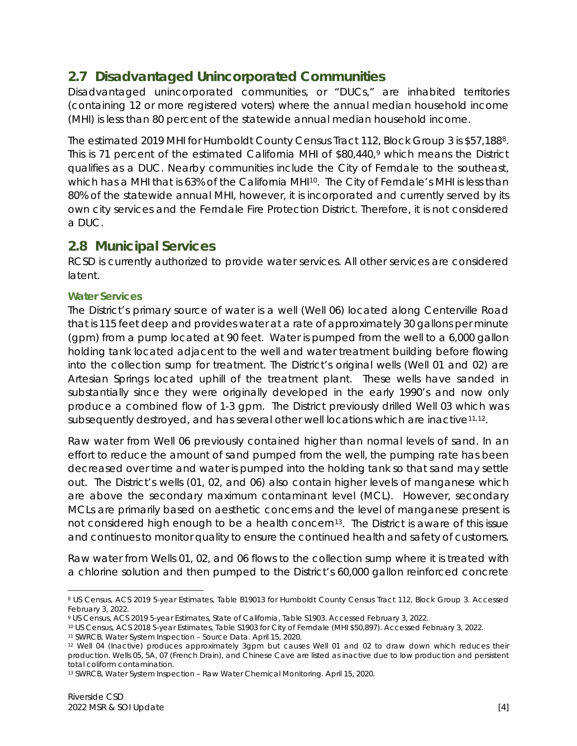## 2.7 Disadvantaged Unincorporated Communities

Disadvantaged unincorporated communities, or "DUCs," are inhabited territories (containing 12 or more registered voters) where the annual median household income (MHI) is less than 80 percent of the statewide annual median household income.

The estimated 2019 MHI for Humboldt County Census Tract 112, Block Group 3 is $57,188[8]. This is 71 percent of the estimated California MHI of $80,440,[9] which means the District qualifies as a DUC. Nearby communities include the City of Ferndale to the southeast, which has a MHI that is 63% of the California MHI[10]. The City of Ferndale's MHI is less than 80% of the statewide annual MHI, however, it is incorporated and currently served by its own city services and the Ferndale Fire Protection District. Therefore, it is not considered a DUC.

## 2.8 Municipal Services

RCSD is currently authorized to provide water services. All other services are considered latent.

### Water Services

The District's primary source of water is a well (Well 06) located along Centerville Road that is 115 feet deep and provides water at a rate of approximately 30 gallons per minute (gpm) from a pump located at 90 feet. Water is pumped from the well to a 6,000 gallon holding tank located adjacent to the well and water treatment building before flowing into the collection sump for treatment. The District's original wells (Well 01 and 02) are Artesian Springs located uphill of the treatment plant. These wells have sanded in substantially since they were originally developed in the early 1990's and now only produce a combined flow of 1-3 gpm. The District previously drilled Well 03 which was subsequently destroyed, and has several other well locations which are inactive[11,12].

Raw water from Well 06 previously contained higher than normal levels of sand. In an effort to reduce the amount of sand pumped from the well, the pumping rate has been decreased over time and water is pumped into the holding tank so that sand may settle out. The District's wells (01, 02, and 06) also contain higher levels of manganese which are above the secondary maximum contaminant level (MCL). However, secondary MCLs are primarily based on aesthetic concerns and the level of manganese present is not considered high enough to be a health concern[13]. The District is aware of this issue and continues to monitor quality to ensure the continued health and safety of customers.

Raw water from Wells 01, 02, and 06 flows to the collection sump where it is treated with a chlorine solution and then pumped to the District's 60,000 gallon reinforced concrete

---

[8] US Census, ACS 2019 5-year Estimates, Table B19013 for Humboldt County Census Tract 112, Block Group 3. Accessed February 3, 2022.

[9] US Census, ACS 2019 5-year Estimates, State of California, Table S1903. Accessed February 3, 2022.

[10] US Census, ACS 2018 5-year Estimates, Table S1903 for City of Ferndale (MHI $50,897). Accessed February 3, 2022.

[11] SWRCB, Water System Inspection – Source Data. April 15, 2020.

[12] Well 04 (Inactive) produces approximately 3gpm but causes Well 01 and 02 to draw down which reduces their production. Wells 05, 5A, 07 (French Drain), and Chinese Cave are listed as inactive due to low production and persistent total coliform contamination.

[13] SWRCB, Water System Inspection – Raw Water Chemical Monitoring. April 15, 2020.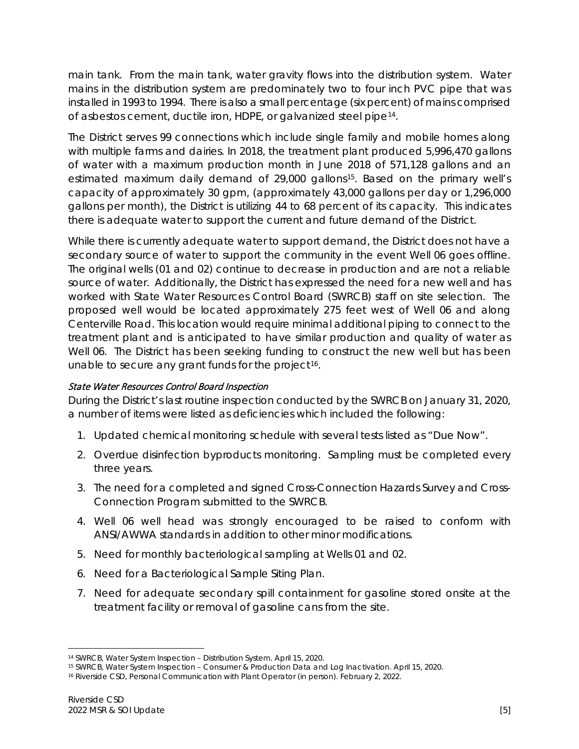main tank. From the main tank, water gravity flows into the distribution system. Water mains in the distribution system are predominately two to four inch PVC pipe that was installed in 1993 to 1994. There is also a small percentage (six percent) of mains comprised of asbestos cement, ductile iron, HDPE, or galvanized steel pipe[14].

The District serves 99 connections which include single family and mobile homes along with multiple farms and dairies. In 2018, the treatment plant produced 5,996,470 gallons of water with a maximum production month in June 2018 of 571,128 gallons and an estimated maximum daily demand of 29,000 gallons[15]. Based on the primary well's capacity of approximately 30 gpm, (approximately 43,000 gallons per day or 1,296,000 gallons per month), the District is utilizing 44 to 68 percent of its capacity. This indicates there is adequate water to support the current and future demand of the District.

While there is currently adequate water to support demand, the District does not have a secondary source of water to support the community in the event Well 06 goes offline. The original wells (01 and 02) continue to decrease in production and are not a reliable source of water. Additionally, the District has expressed the need for a new well and has worked with State Water Resources Control Board (SWRCB) staff on site selection. The proposed well would be located approximately 275 feet west of Well 06 and along Centerville Road. This location would require minimal additional piping to connect to the treatment plant and is anticipated to have similar production and quality of water as Well 06. The District has been seeking funding to construct the new well but has been unable to secure any grant funds for the project[16].

*State Water Resources Control Board Inspection*

During the District's last routine inspection conducted by the SWRCB on January 31, 2020, a number of items were listed as deficiencies which included the following:

1. Updated chemical monitoring schedule with several tests listed as "Due Now".
2. Overdue disinfection byproducts monitoring. Sampling must be completed every three years.
3. The need for a completed and signed Cross-Connection Hazards Survey and Cross-Connection Program submitted to the SWRCB.
4. Well 06 well head was strongly encouraged to be raised to conform with ANSI/AWWA standards in addition to other minor modifications.
5. Need for monthly bacteriological sampling at Wells 01 and 02.
6. Need for a Bacteriological Sample Siting Plan.
7. Need for adequate secondary spill containment for gasoline stored onsite at the treatment facility or removal of gasoline cans from the site.

---

[14] SWRCB, Water System Inspection – Distribution System. April 15, 2020.

[15] SWRCB, Water System Inspection – Consumer & Production Data and Log Inactivation. April 15, 2020.

[16] Riverside CSD, Personal Communication with Plant Operator (in person). February 2, 2022.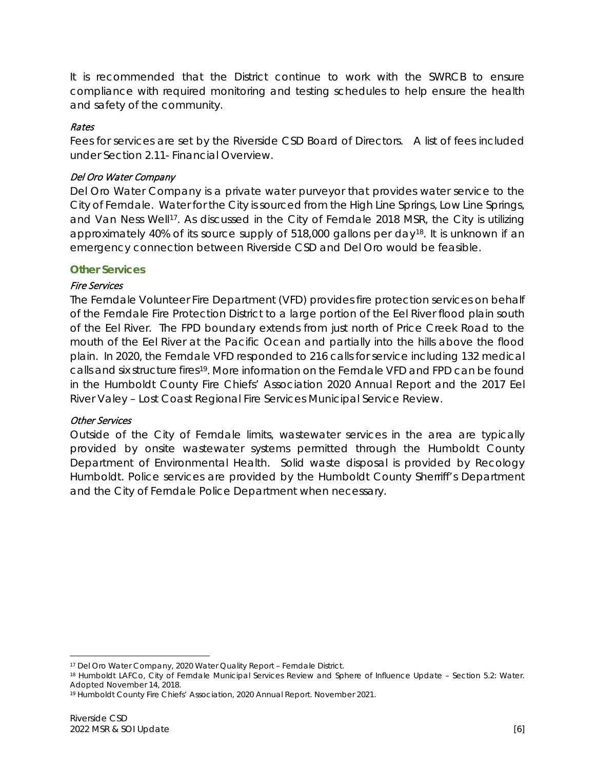It is recommended that the District continue to work with the SWRCB to ensure compliance with required monitoring and testing schedules to help ensure the health and safety of the community.

#### *Rates*

Fees for services are set by the Riverside CSD Board of Directors. A list of fees included under Section 2.11- Financial Overview.

#### *Del Oro Water Company*

Del Oro Water Company is a private water purveyor that provides water service to the City of Ferndale. Water for the City is sourced from the High Line Springs, Low Line Springs, and Van Ness Well[17]. As discussed in the City of Ferndale 2018 MSR, the City is utilizing approximately 40% of its source supply of 518,000 gallons per day[18]. It is unknown if an emergency connection between Riverside CSD and Del Oro would be feasible.

### Other Services

#### *Fire Services*

The Ferndale Volunteer Fire Department (VFD) provides fire protection services on behalf of the Ferndale Fire Protection District to a large portion of the Eel River flood plain south of the Eel River. The FPD boundary extends from just north of Price Creek Road to the mouth of the Eel River at the Pacific Ocean and partially into the hills above the flood plain. In 2020, the Ferndale VFD responded to 216 calls for service including 132 medical calls and six structure fires[19]. More information on the Ferndale VFD and FPD can be found in the Humboldt County Fire Chiefs' Association 2020 Annual Report and the 2017 Eel River Valey – Lost Coast Regional Fire Services Municipal Service Review.

#### *Other Services*

Outside of the City of Ferndale limits, wastewater services in the area are typically provided by onsite wastewater systems permitted through the Humboldt County Department of Environmental Health. Solid waste disposal is provided by Recology Humboldt. Police services are provided by the Humboldt County Sherriff's Department and the City of Ferndale Police Department when necessary.

---

[17] Del Oro Water Company, 2020 Water Quality Report – Ferndale District.

[18] Humboldt LAFCo, City of Ferndale Municipal Services Review and Sphere of Influence Update – Section 5.2: Water. Adopted November 14, 2018.

[19] Humboldt County Fire Chiefs' Association, 2020 Annual Report. November 2021.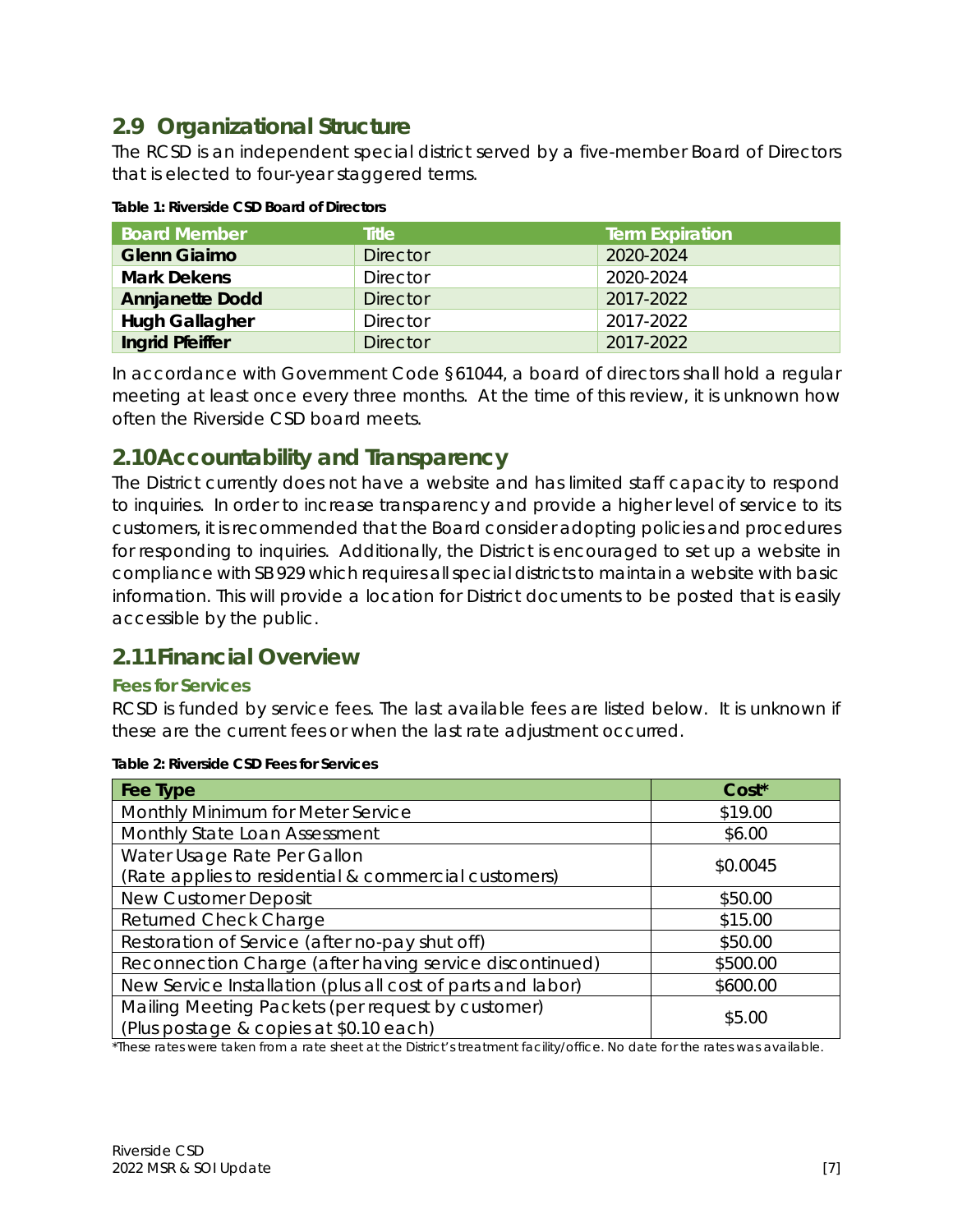## 2.9 Organizational Structure

The RCSD is an independent special district served by a five-member Board of Directors that is elected to four-year staggered terms.

**Table 1: Riverside CSD Board of Directors**

| Board Member | Title | Term Expiration |
|---|---|---|
| **Glenn Giaimo** | Director | 2020-2024 |
| **Mark Dekens** | Director | 2020-2024 |
| **Annjanette Dodd** | Director | 2017-2022 |
| **Hugh Gallagher** | Director | 2017-2022 |
| **Ingrid Pfeiffer** | Director | 2017-2022 |

In accordance with Government Code §61044, a board of directors shall hold a regular meeting at least once every three months. At the time of this review, it is unknown how often the Riverside CSD board meets.

## 2.10 Accountability and Transparency

The District currently does not have a website and has limited staff capacity to respond to inquiries. In order to increase transparency and provide a higher level of service to its customers, it is recommended that the Board consider adopting policies and procedures for responding to inquiries. Additionally, the District is encouraged to set up a website in compliance with SB 929 which requires all special districts to maintain a website with basic information. This will provide a location for District documents to be posted that is easily accessible by the public.

## 2.11 Financial Overview

### Fees for Services

RCSD is funded by service fees. The last available fees are listed below. It is unknown if these are the current fees or when the last rate adjustment occurred.

**Table 2: Riverside CSD Fees for Services**

| Fee Type | Cost* |
|---|---|
| Monthly Minimum for Meter Service | $19.00 |
| Monthly State Loan Assessment | $6.00 |
| Water Usage Rate Per Gallon (Rate applies to residential & commercial customers) | $0.0045 |
| New Customer Deposit | $50.00 |
| Returned Check Charge | $15.00 |
| Restoration of Service (after no-pay shut off) | $50.00 |
| Reconnection Charge (after having service discontinued) | $500.00 |
| New Service Installation (plus all cost of parts and labor) | $600.00 |
| Mailing Meeting Packets (per request by customer) (Plus postage & copies at $0.10 each) | $5.00 |

*These rates were taken from a rate sheet at the District's treatment facility/office. No date for the rates was available.*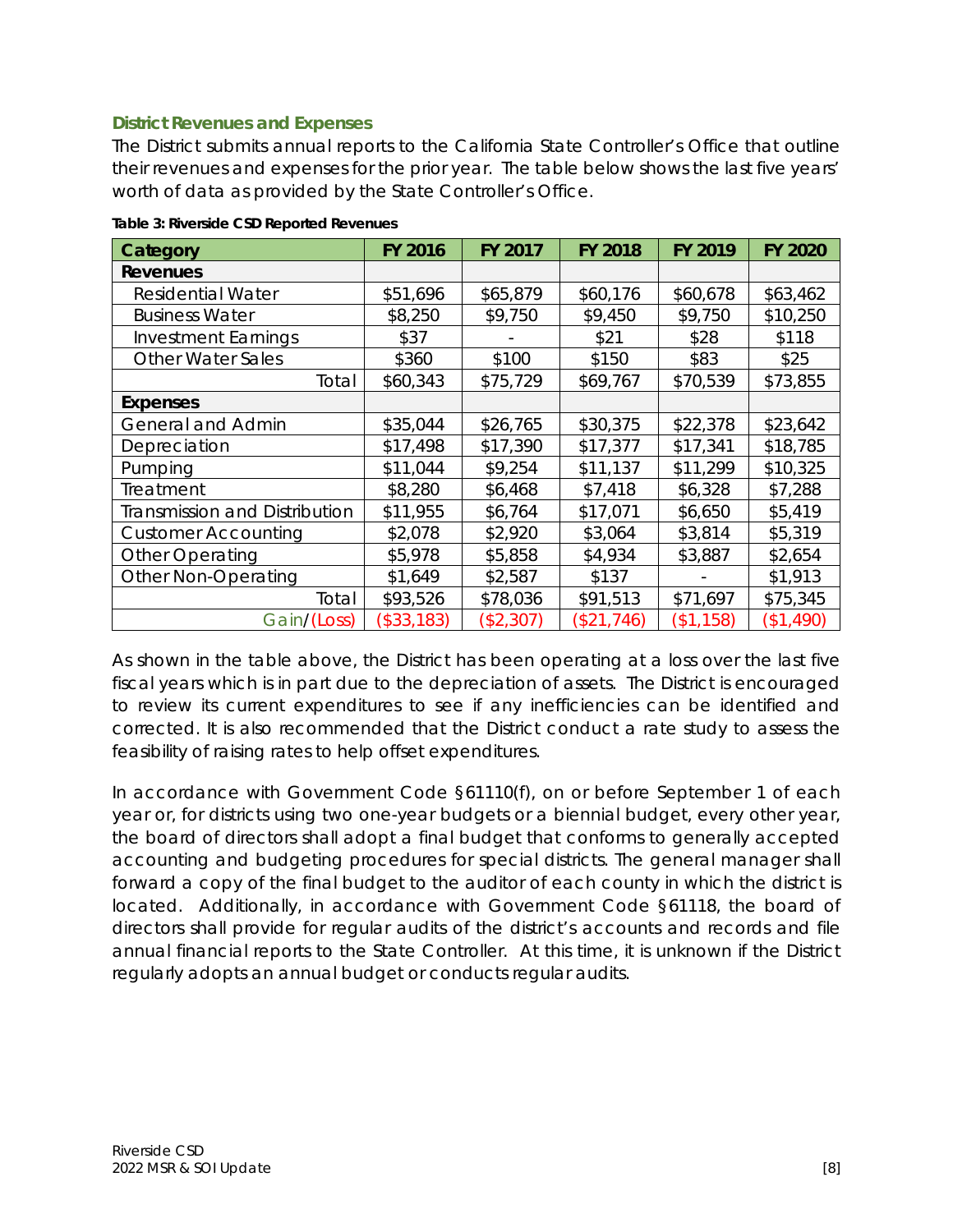### District Revenues and Expenses

The District submits annual reports to the California State Controller's Office that outline their revenues and expenses for the prior year. The table below shows the last five years' worth of data as provided by the State Controller's Office.

**Table 3: Riverside CSD Reported Revenues**

| Category | FY 2016 | FY 2017 | FY 2018 | FY 2019 | FY 2020 |
|---|---|---|---|---|---|
| **Revenues** | | | | | |
| Residential Water | $51,696 | $65,879 | $60,176 | $60,678 | $63,462 |
| Business Water | $8,250 | $9,750 | $9,450 | $9,750 | $10,250 |
| Investment Earnings | $37 | - | $21 | $28 | $118 |
| Other Water Sales | $360 | $100 | $150 | $83 | $25 |
| Total | $60,343 | $75,729 | $69,767 | $70,539 | $73,855 |
| **Expenses** | | | | | |
| General and Admin | $35,044 | $26,765 | $30,375 | $22,378 | $23,642 |
| Depreciation | $17,498 | $17,390 | $17,377 | $17,341 | $18,785 |
| Pumping | $11,044 | $9,254 | $11,137 | $11,299 | $10,325 |
| Treatment | $8,280 | $6,468 | $7,418 | $6,328 | $7,288 |
| Transmission and Distribution | $11,955 | $6,764 | $17,071 | $6,650 | $5,419 |
| Customer Accounting | $2,078 | $2,920 | $3,064 | $3,814 | $5,319 |
| Other Operating | $5,978 | $5,858 | $4,934 | $3,887 | $2,654 |
| Other Non-Operating | $1,649 | $2,587 | $137 | - | $1,913 |
| Total | $93,526 | $78,036 | $91,513 | $71,697 | $75,345 |
| Gain/(Loss) | ($33,183) | ($2,307) | ($21,746) | ($1,158) | ($1,490) |

As shown in the table above, the District has been operating at a loss over the last five fiscal years which is in part due to the depreciation of assets. The District is encouraged to review its current expenditures to see if any inefficiencies can be identified and corrected. It is also recommended that the District conduct a rate study to assess the feasibility of raising rates to help offset expenditures.

In accordance with Government Code §61110(f), on or before September 1 of each year or, for districts using two one-year budgets or a biennial budget, every other year, the board of directors shall adopt a final budget that conforms to generally accepted accounting and budgeting procedures for special districts. The general manager shall forward a copy of the final budget to the auditor of each county in which the district is located. Additionally, in accordance with Government Code §61118, the board of directors shall provide for regular audits of the district's accounts and records and file annual financial reports to the State Controller. At this time, it is unknown if the District regularly adopts an annual budget or conducts regular audits.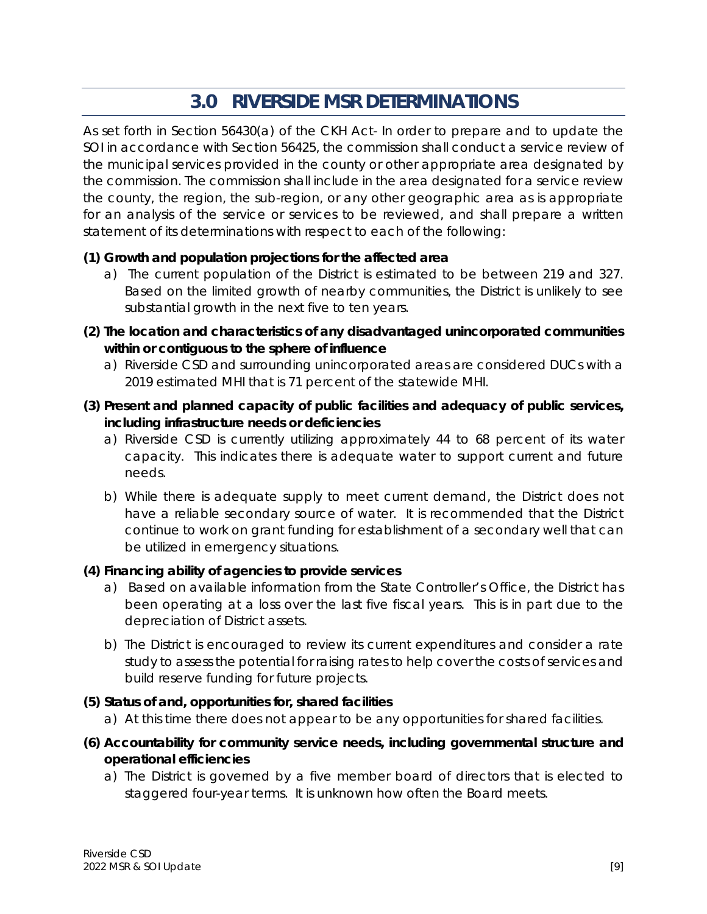# 3.0 RIVERSIDE MSR DETERMINATIONS

As set forth in Section 56430(a) of the CKH Act- In order to prepare and to update the SOI in accordance with Section 56425, the commission shall conduct a service review of the municipal services provided in the county or other appropriate area designated by the commission. The commission shall include in the area designated for a service review the county, the region, the sub-region, or any other geographic area as is appropriate for an analysis of the service or services to be reviewed, and shall prepare a written statement of its determinations with respect to each of the following:

**(1) Growth and population projections for the affected area**

a) The current population of the District is estimated to be between 219 and 327. Based on the limited growth of nearby communities, the District is unlikely to see substantial growth in the next five to ten years.

**(2) The location and characteristics of any disadvantaged unincorporated communities within or contiguous to the sphere of influence**

a) Riverside CSD and surrounding unincorporated areas are considered DUCs with a 2019 estimated MHI that is 71 percent of the statewide MHI.

**(3) Present and planned capacity of public facilities and adequacy of public services, including infrastructure needs or deficiencies**

a) Riverside CSD is currently utilizing approximately 44 to 68 percent of its water capacity. This indicates there is adequate water to support current and future needs.

b) While there is adequate supply to meet current demand, the District does not have a reliable secondary source of water. It is recommended that the District continue to work on grant funding for establishment of a secondary well that can be utilized in emergency situations.

**(4) Financing ability of agencies to provide services**

a) Based on available information from the State Controller's Office, the District has been operating at a loss over the last five fiscal years. This is in part due to the depreciation of District assets.

b) The District is encouraged to review its current expenditures and consider a rate study to assess the potential for raising rates to help cover the costs of services and build reserve funding for future projects.

**(5) Status of and, opportunities for, shared facilities**

a) At this time there does not appear to be any opportunities for shared facilities.

**(6) Accountability for community service needs, including governmental structure and operational efficiencies**

a) The District is governed by a five member board of directors that is elected to staggered four-year terms. It is unknown how often the Board meets.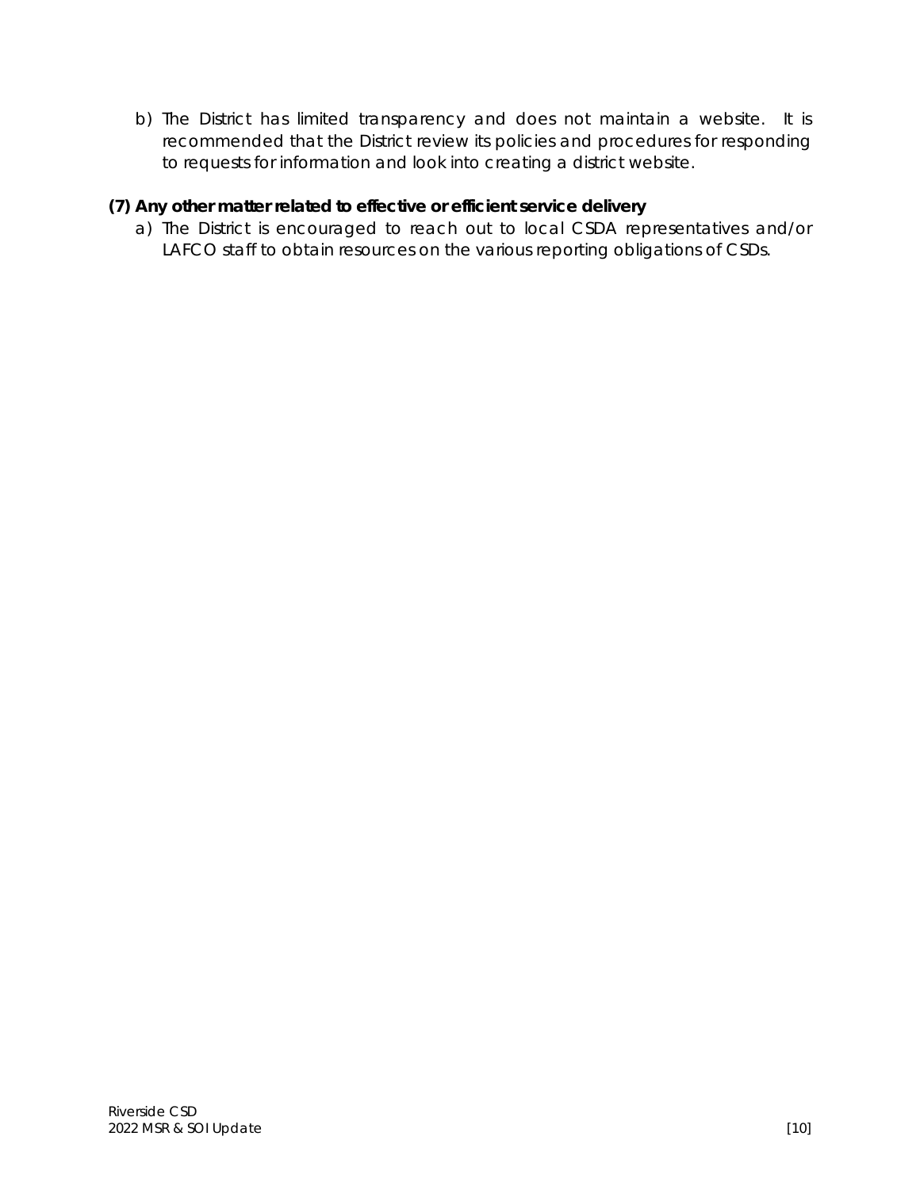b) The District has limited transparency and does not maintain a website. It is recommended that the District review its policies and procedures for responding to requests for information and look into creating a district website.

**(7) Any other matter related to effective or efficient service delivery**

a) The District is encouraged to reach out to local CSDA representatives and/or LAFCO staff to obtain resources on the various reporting obligations of CSDs.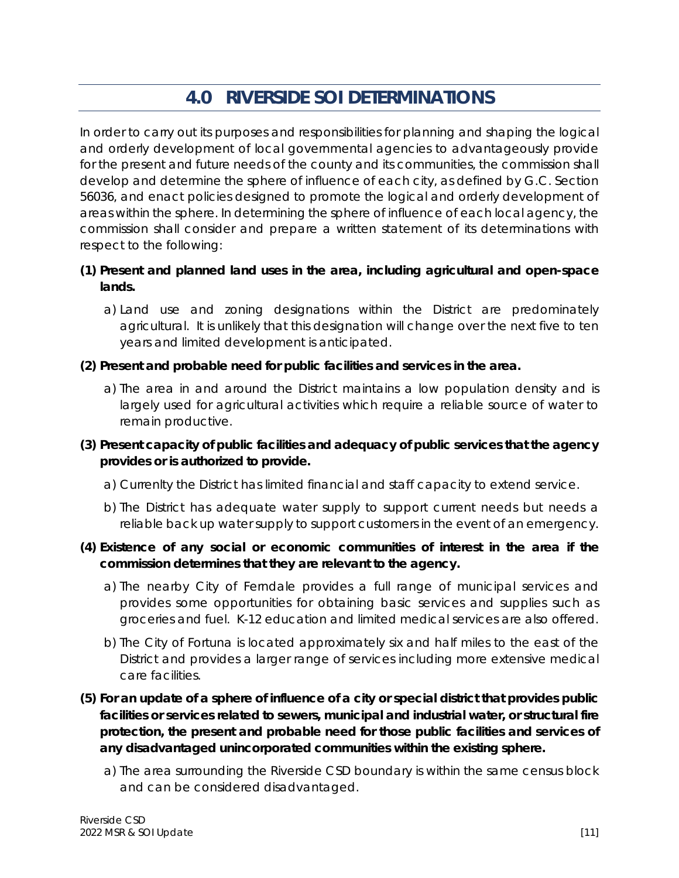# 4.0 RIVERSIDE SOI DETERMINATIONS

In order to carry out its purposes and responsibilities for planning and shaping the logical and orderly development of local governmental agencies to advantageously provide for the present and future needs of the county and its communities, the commission shall develop and determine the sphere of influence of each city, as defined by G.C. Section 56036, and enact policies designed to promote the logical and orderly development of areas within the sphere. In determining the sphere of influence of each local agency, the commission shall consider and prepare a written statement of its determinations with respect to the following:

**(1) Present and planned land uses in the area, including agricultural and open-space lands.**

a) Land use and zoning designations within the District are predominately agricultural. It is unlikely that this designation will change over the next five to ten years and limited development is anticipated.

**(2) Present and probable need for public facilities and services in the area.**

a) The area in and around the District maintains a low population density and is largely used for agricultural activities which require a reliable source of water to remain productive.

**(3) Present capacity of public facilities and adequacy of public services that the agency provides or is authorized to provide.**

a) Currenlty the District has limited financial and staff capacity to extend service.

b) The District has adequate water supply to support current needs but needs a reliable back up water supply to support customers in the event of an emergency.

**(4) Existence of any social or economic communities of interest in the area if the commission determines that they are relevant to the agency.**

a) The nearby City of Ferndale provides a full range of municipal services and provides some opportunities for obtaining basic services and supplies such as groceries and fuel. K-12 education and limited medical services are also offered.

b) The City of Fortuna is located approximately six and half miles to the east of the District and provides a larger range of services including more extensive medical care facilities.

**(5) For an update of a sphere of influence of a city or special district that provides public facilities or services related to sewers, municipal and industrial water, or structural fire protection, the present and probable need for those public facilities and services of any disadvantaged unincorporated communities within the existing sphere.**

a) The area surrounding the Riverside CSD boundary is within the same census block and can be considered disadvantaged.